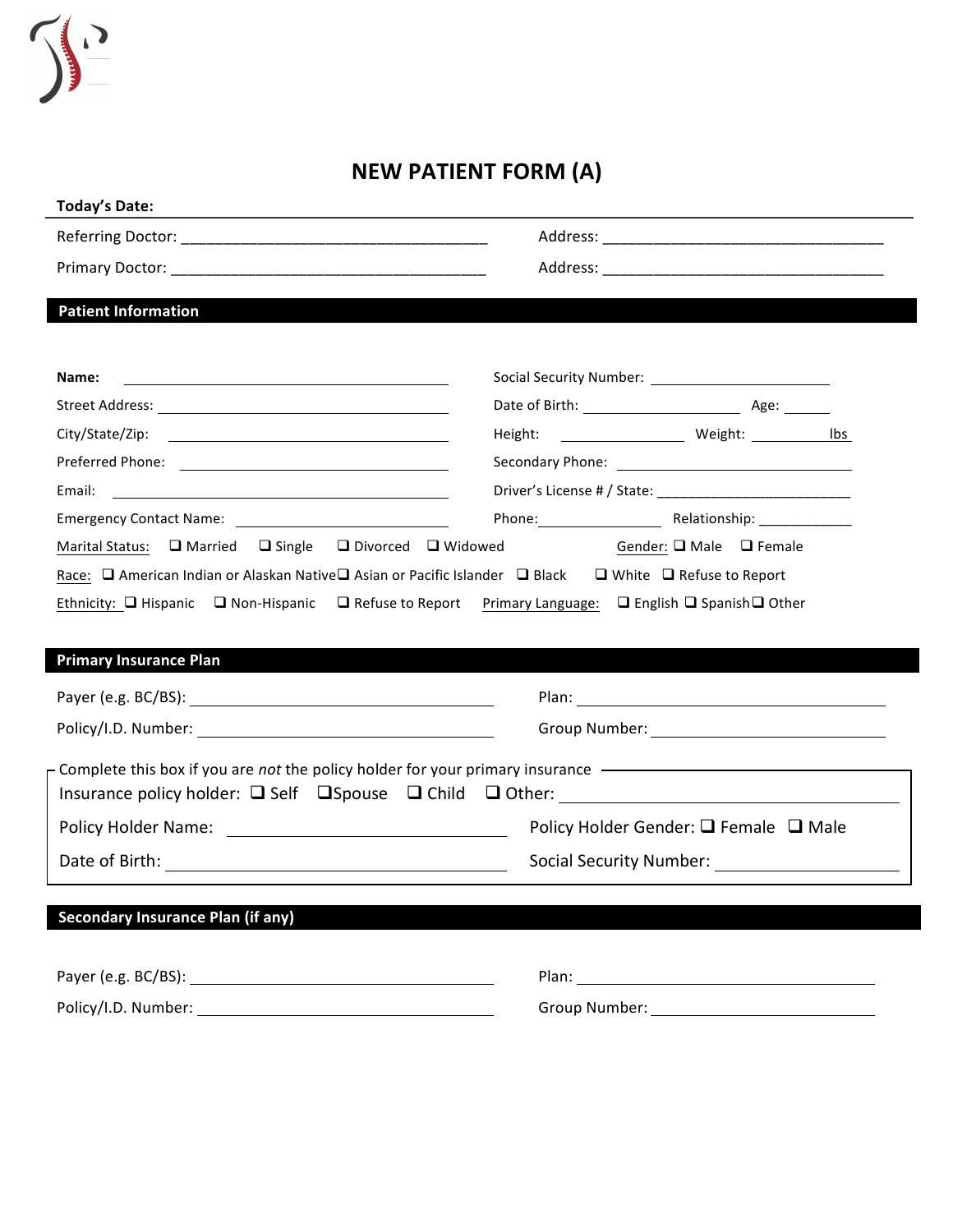# NEW PATIENT FORM (A)

**Today's Date:**

Referring Doctor: ___________________________________ Address: ________________________________

Primary Doctor: ____________________________________ Address: ________________________________

## Patient Information

**Name:** ______________________________ Social Security Number: ____________________

Street Address: ______________________________ Date of Birth: ________________ Age: ______

City/State/Zip: ______________________________ Height: ______________ Weight: __________ lbs

Preferred Phone: ______________________________ Secondary Phone: ______________________

Email: ______________________________ Driver's License # / State: ________________________

Emergency Contact Name: ______________________ Phone: ______________ Relationship: ____________

Marital Status: ❑ Married ❑ Single ❑ Divorced ❑ Widowed Gender: ❑ Male ❑ Female

Race: ❑ American Indian or Alaskan Native ❑ Asian or Pacific Islander ❑ Black ❑ White ❑ Refuse to Report

Ethnicity: ❑ Hispanic ❑ Non-Hispanic ❑ Refuse to Report Primary Language: ❑ English ❑ Spanish ❑ Other

## Primary Insurance Plan

Payer (e.g. BC/BS): ______________________________ Plan: ______________________________

Policy/I.D. Number: ______________________________ Group Number: ______________________

Complete this box if you are *not* the policy holder for your primary insurance

Insurance policy holder: ❑ Self ❑ Spouse ❑ Child ❑ Other: ______________________________

Policy Holder Name: ______________________________ Policy Holder Gender: ❑ Female ❑ Male

Date of Birth: ______________________________ Social Security Number: ____________________

## Secondary Insurance Plan (if any)

Payer (e.g. BC/BS): ______________________________ Plan: ______________________________

Policy/I.D. Number: ______________________________ Group Number: ______________________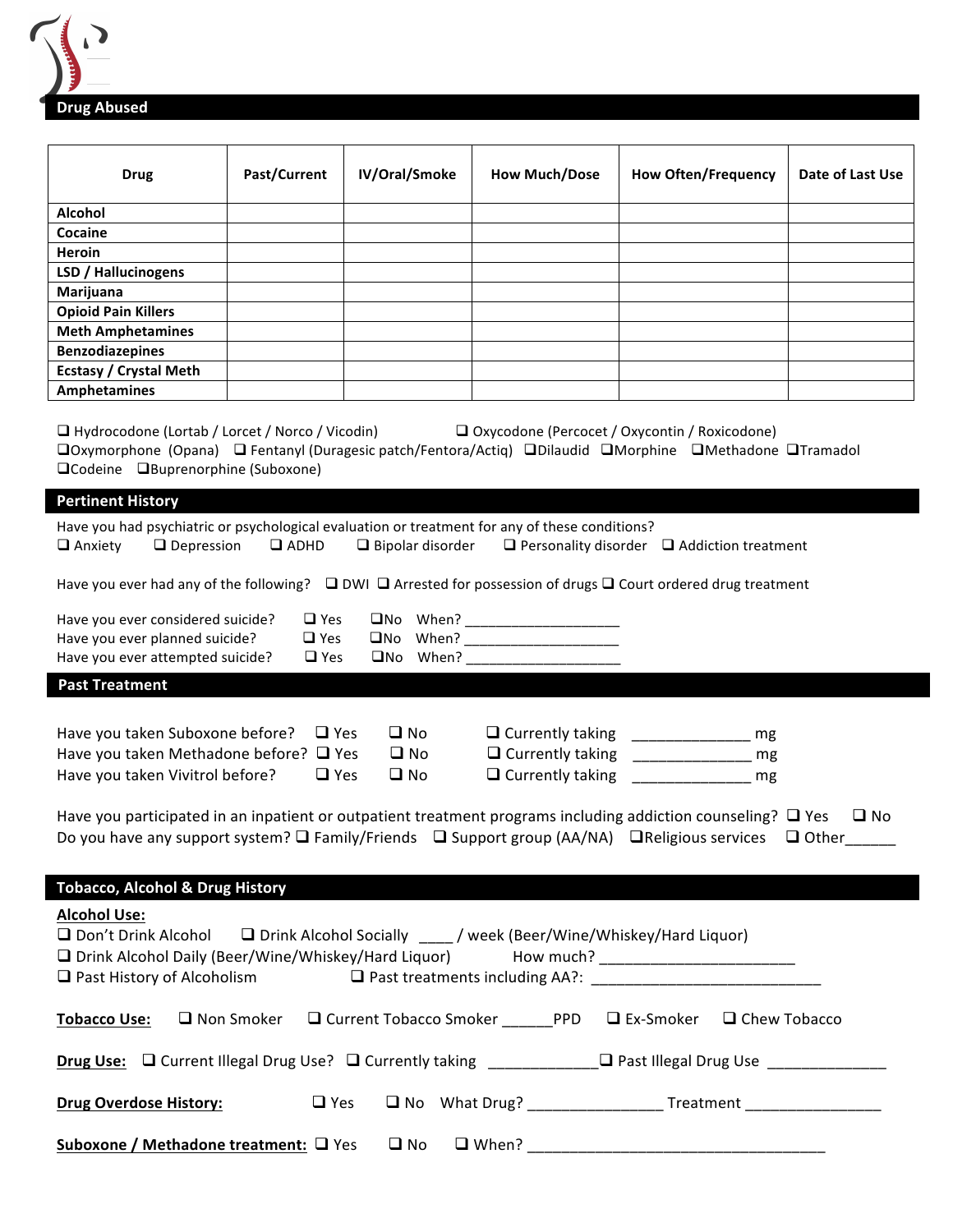## Drug Abused

| Drug | Past/Current | IV/Oral/Smoke | How Much/Dose | How Often/Frequency | Date of Last Use |
|---|---|---|---|---|---|
| **Alcohol** | | | | | |
| **Cocaine** | | | | | |
| **Heroin** | | | | | |
| **LSD / Hallucinogens** | | | | | |
| **Marijuana** | | | | | |
| **Opioid Pain Killers** | | | | | |
| **Meth Amphetamines** | | | | | |
| **Benzodiazepines** | | | | | |
| **Ecstasy / Crystal Meth** | | | | | |
| **Amphetamines** | | | | | |

❑ Hydrocodone (Lortab / Lorcet / Norco / Vicodin) ❑ Oxycodone (Percocet / Oxycontin / Roxicodone) ❑Oxymorphone (Opana) ❑ Fentanyl (Duragesic patch/Fentora/Actiq) ❑Dilaudid ❑Morphine ❑Methadone ❑Tramadol ❑Codeine ❑Buprenorphine (Suboxone)

## Pertinent History

Have you had psychiatric or psychological evaluation or treatment for any of these conditions?
❑ Anxiety ❑ Depression ❑ ADHD ❑ Bipolar disorder ❑ Personality disorder ❑ Addiction treatment

Have you ever had any of the following? ❑ DWI ❑ Arrested for possession of drugs ❑ Court ordered drug treatment

Have you ever considered suicide? ❑ Yes ❑No When? ____________________
Have you ever planned suicide? ❑ Yes ❑No When? ____________________
Have you ever attempted suicide? ❑ Yes ❑No When? ____________________

## Past Treatment

Have you taken Suboxone before? ❑ Yes ❑ No ❑ Currently taking ______________ mg
Have you taken Methadone before? ❑ Yes ❑ No ❑ Currently taking ______________ mg
Have you taken Vivitrol before? ❑ Yes ❑ No ❑ Currently taking ______________ mg

Have you participated in an inpatient or outpatient treatment programs including addiction counseling? ❑ Yes ❑ No
Do you have any support system? ❑ Family/Friends ❑ Support group (AA/NA) ❑Religious services ❑ Other______

## Tobacco, Alcohol & Drug History

**Alcohol Use:**
❑ Don't Drink Alcohol ❑ Drink Alcohol Socially ____ / week (Beer/Wine/Whiskey/Hard Liquor)
❑ Drink Alcohol Daily (Beer/Wine/Whiskey/Hard Liquor) How much? _______________________
❑ Past History of Alcoholism ❑ Past treatments including AA?: ___________________________

**Tobacco Use:** ❑ Non Smoker ❑ Current Tobacco Smoker ______PPD ❑ Ex-Smoker ❑ Chew Tobacco

**Drug Use:** ❑ Current Illegal Drug Use? ❑ Currently taking _____________❑ Past Illegal Drug Use ______________

**Drug Overdose History:** ❑ Yes ❑ No What Drug? ________________ Treatment ________________

**Suboxone / Methadone treatment:** ❑ Yes ❑ No ❑ When? ____________________________________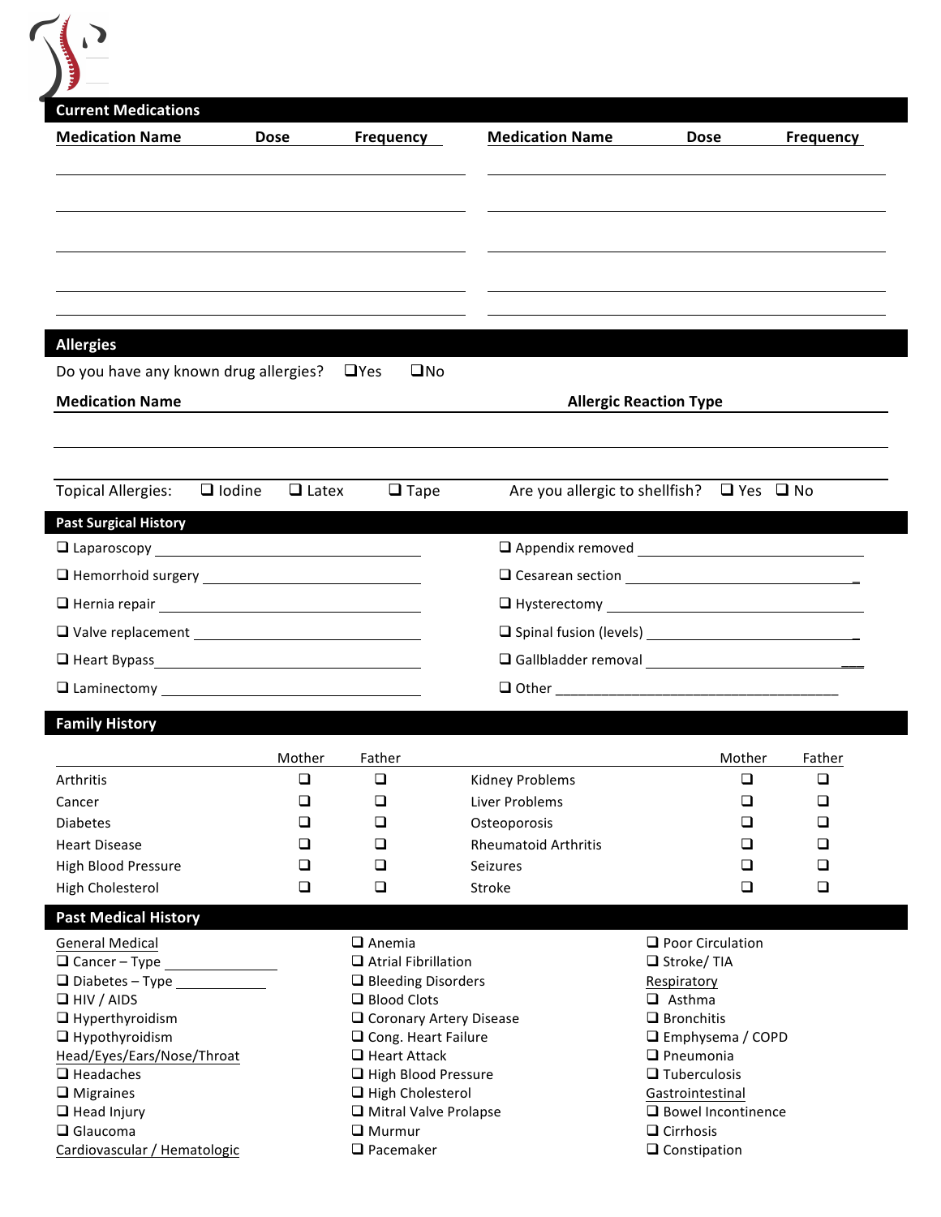## Current Medications

| Medication Name | Dose | Frequency | Medication Name | Dose | Frequency |
|---|---|---|---|---|---|
| | | | | | |
| | | | | | |
| | | | | | |
| | | | | | |
| | | | | | |

## Allergies

Do you have any known drug allergies? ❑ Yes ❑ No

| Medication Name | Allergic Reaction Type |
|---|---|
| | |
| | |

Topical Allergies: ❑ Iodine ❑ Latex ❑ Tape

Are you allergic to shellfish? ❑ Yes ❑ No

## Past Surgical History

- ❑ Laparoscopy ____________________
- ❑ Hemorrhoid surgery ____________________
- ❑ Hernia repair ____________________
- ❑ Valve replacement ____________________
- ❑ Heart Bypass ____________________
- ❑ Laminectomy ____________________
- ❑ Appendix removed ____________________
- ❑ Cesarean section ____________________
- ❑ Hysterectomy ____________________
- ❑ Spinal fusion (levels) ____________________
- ❑ Gallbladder removal ____________________
- ❑ Other ____________________

## Family History

| | Mother | Father | | Mother | Father |
|---|---|---|---|---|---|
| Arthritis | ❑ | ❑ | Kidney Problems | ❑ | ❑ |
| Cancer | ❑ | ❑ | Liver Problems | ❑ | ❑ |
| Diabetes | ❑ | ❑ | Osteoporosis | ❑ | ❑ |
| Heart Disease | ❑ | ❑ | Rheumatoid Arthritis | ❑ | ❑ |
| High Blood Pressure | ❑ | ❑ | Seizures | ❑ | ❑ |
| High Cholesterol | ❑ | ❑ | Stroke | ❑ | ❑ |

## Past Medical History

**General Medical**
- ❑ Cancer – Type ____________
- ❑ Diabetes – Type ____________
- ❑ HIV / AIDS
- ❑ Hyperthyroidism
- ❑ Hypothyroidism

**Head/Eyes/Ears/Nose/Throat**
- ❑ Headaches
- ❑ Migraines
- ❑ Head Injury
- ❑ Glaucoma

**Cardiovascular / Hematologic**
- ❑ Anemia
- ❑ Atrial Fibrillation
- ❑ Bleeding Disorders
- ❑ Blood Clots
- ❑ Coronary Artery Disease
- ❑ Cong. Heart Failure
- ❑ Heart Attack
- ❑ High Blood Pressure
- ❑ High Cholesterol
- ❑ Mitral Valve Prolapse
- ❑ Murmur
- ❑ Pacemaker
- ❑ Poor Circulation
- ❑ Stroke/ TIA

**Respiratory**
- ❑ Asthma
- ❑ Bronchitis
- ❑ Emphysema / COPD
- ❑ Pneumonia
- ❑ Tuberculosis

**Gastrointestinal**
- ❑ Bowel Incontinence
- ❑ Cirrhosis
- ❑ Constipation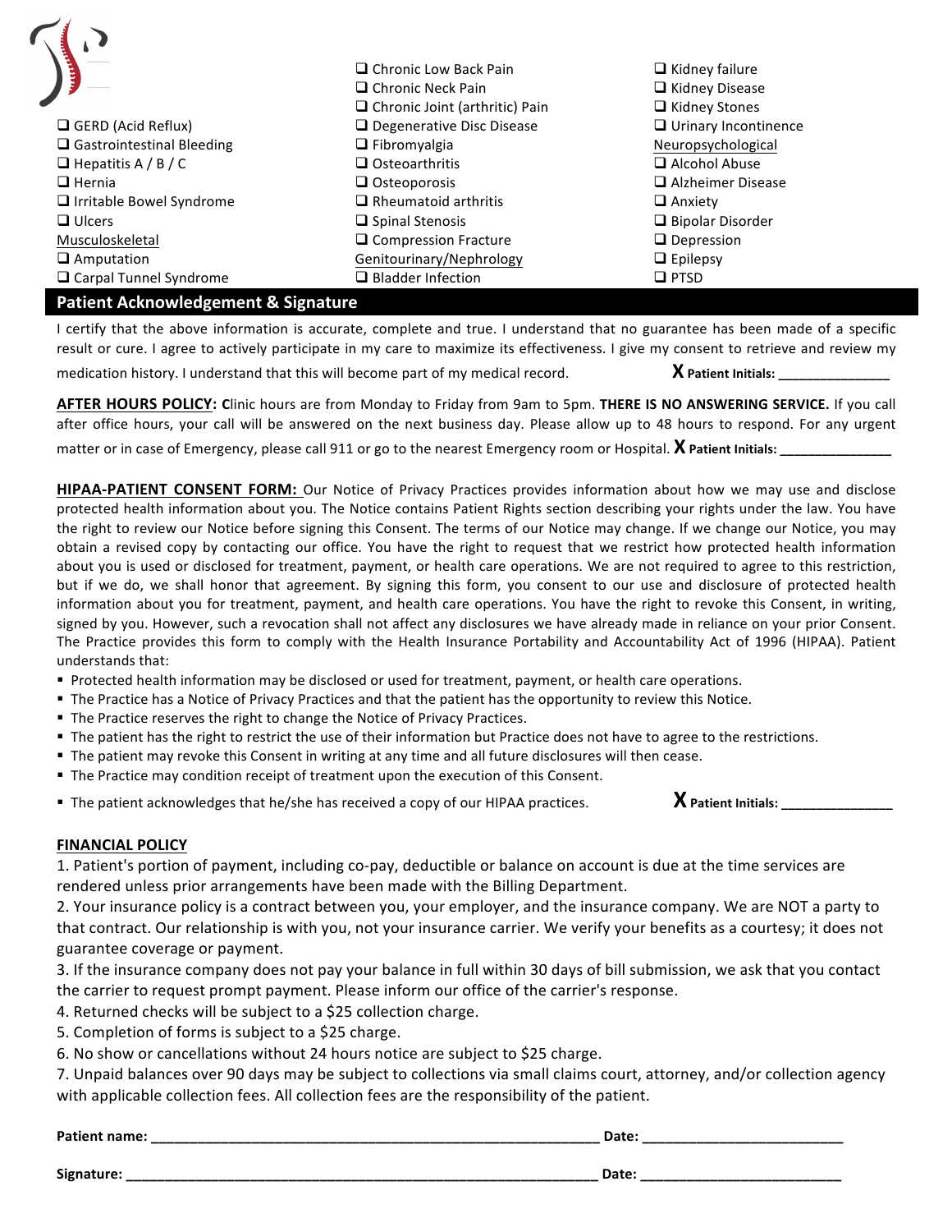- ❑ GERD (Acid Reflux)
- ❑ Gastrointestinal Bleeding
- ❑ Hepatitis A / B / C
- ❑ Hernia
- ❑ Irritable Bowel Syndrome
- ❑ Ulcers

Musculoskeletal

- ❑ Amputation
- ❑ Carpal Tunnel Syndrome
- ❑ Chronic Low Back Pain
- ❑ Chronic Neck Pain
- ❑ Chronic Joint (arthritic) Pain
- ❑ Degenerative Disc Disease
- ❑ Fibromyalgia
- ❑ Osteoarthritis
- ❑ Osteoporosis
- ❑ Rheumatoid arthritis
- ❑ Spinal Stenosis
- ❑ Compression Fracture

Genitourinary/Nephrology

- ❑ Bladder Infection
- ❑ Kidney failure
- ❑ Kidney Disease
- ❑ Kidney Stones
- ❑ Urinary Incontinence

Neuropsychological

- ❑ Alcohol Abuse
- ❑ Alzheimer Disease
- ❑ Anxiety
- ❑ Bipolar Disorder
- ❑ Depression
- ❑ Epilepsy
- ❑ PTSD

## Patient Acknowledgement & Signature

I certify that the above information is accurate, complete and true. I understand that no guarantee has been made of a specific result or cure. I agree to actively participate in my care to maximize its effectiveness. I give my consent to retrieve and review my medication history. I understand that this will become part of my medical record. **X Patient Initials: _______________**

**AFTER HOURS POLICY: C**linic hours are from Monday to Friday from 9am to 5pm. **THERE IS NO ANSWERING SERVICE.** If you call after office hours, your call will be answered on the next business day. Please allow up to 48 hours to respond. For any urgent matter or in case of Emergency, please call 911 or go to the nearest Emergency room or Hospital. **X Patient Initials: _______________**

**HIPAA-PATIENT CONSENT FORM:** Our Notice of Privacy Practices provides information about how we may use and disclose protected health information about you. The Notice contains Patient Rights section describing your rights under the law. You have the right to review our Notice before signing this Consent. The terms of our Notice may change. If we change our Notice, you may obtain a revised copy by contacting our office. You have the right to request that we restrict how protected health information about you is used or disclosed for treatment, payment, or health care operations. We are not required to agree to this restriction, but if we do, we shall honor that agreement. By signing this form, you consent to our use and disclosure of protected health information about you for treatment, payment, and health care operations. You have the right to revoke this Consent, in writing, signed by you. However, such a revocation shall not affect any disclosures we have already made in reliance on your prior Consent. The Practice provides this form to comply with the Health Insurance Portability and Accountability Act of 1996 (HIPAA). Patient understands that:

- Protected health information may be disclosed or used for treatment, payment, or health care operations.
- The Practice has a Notice of Privacy Practices and that the patient has the opportunity to review this Notice.
- The Practice reserves the right to change the Notice of Privacy Practices.
- The patient has the right to restrict the use of their information but Practice does not have to agree to the restrictions.
- The patient may revoke this Consent in writing at any time and all future disclosures will then cease.
- The Practice may condition receipt of treatment upon the execution of this Consent.
- The patient acknowledges that he/she has received a copy of our HIPAA practices. **X Patient Initials: _______________**

**FINANCIAL POLICY**

1. Patient's portion of payment, including co-pay, deductible or balance on account is due at the time services are rendered unless prior arrangements have been made with the Billing Department.
2. Your insurance policy is a contract between you, your employer, and the insurance company. We are NOT a party to that contract. Our relationship is with you, not your insurance carrier. We verify your benefits as a courtesy; it does not guarantee coverage or payment.
3. If the insurance company does not pay your balance in full within 30 days of bill submission, we ask that you contact the carrier to request prompt payment. Please inform our office of the carrier's response.
4. Returned checks will be subject to a $25 collection charge.
5. Completion of forms is subject to a $25 charge.
6. No show or cancellations without 24 hours notice are subject to $25 charge.
7. Unpaid balances over 90 days may be subject to collections via small claims court, attorney, and/or collection agency with applicable collection fees. All collection fees are the responsibility of the patient.

**Patient name:** ____________________________________________ **Date:** ____________________

**Signature:** ______________________________________________ **Date:** ____________________